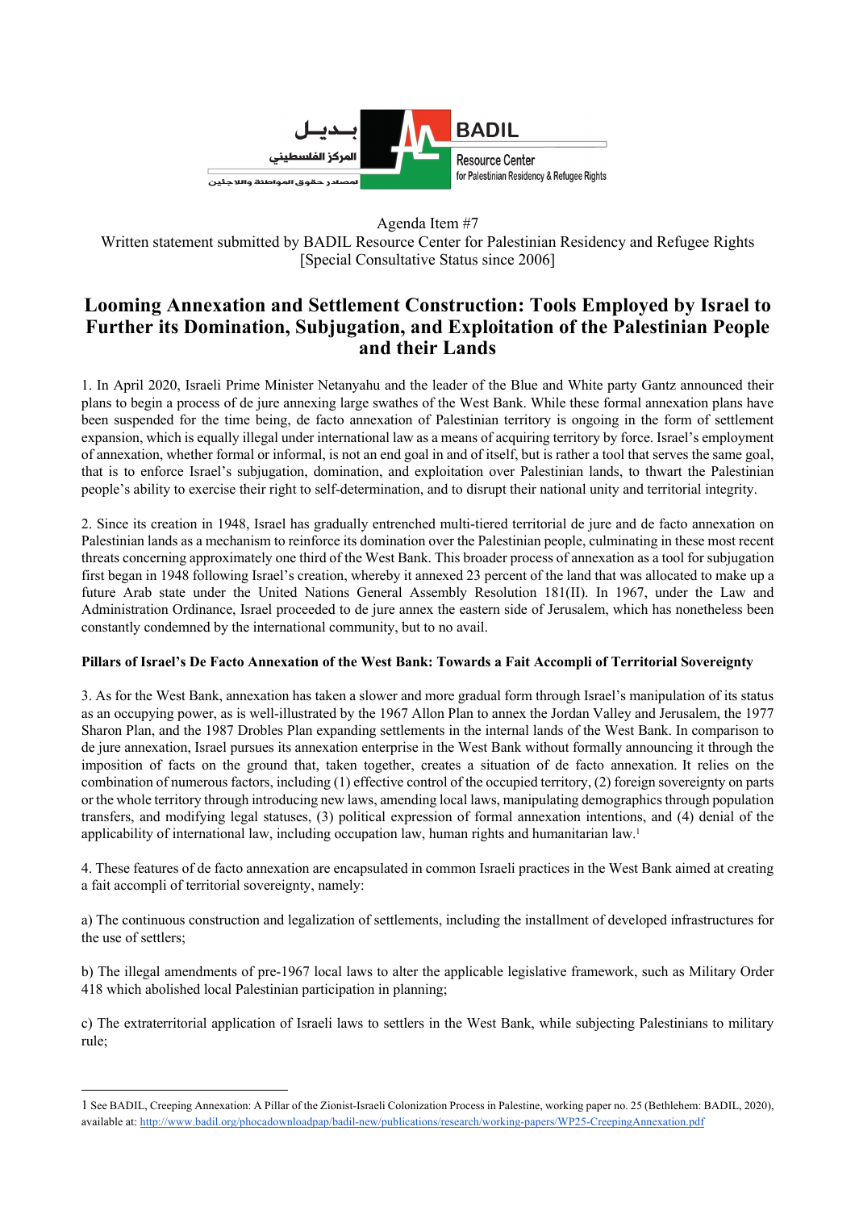Agenda Item #7

Written statement submitted by BADIL Resource Center for Palestinian Residency and Refugee Rights [Special Consultative Status since 2006]

# Looming Annexation and Settlement Construction: Tools Employed by Israel to Further its Domination, Subjugation, and Exploitation of the Palestinian People and their Lands

1. In April 2020, Israeli Prime Minister Netanyahu and the leader of the Blue and White party Gantz announced their plans to begin a process of de jure annexing large swathes of the West Bank. While these formal annexation plans have been suspended for the time being, de facto annexation of Palestinian territory is ongoing in the form of settlement expansion, which is equally illegal under international law as a means of acquiring territory by force. Israel's employment of annexation, whether formal or informal, is not an end goal in and of itself, but is rather a tool that serves the same goal, that is to enforce Israel's subjugation, domination, and exploitation over Palestinian lands, to thwart the Palestinian people's ability to exercise their right to self-determination, and to disrupt their national unity and territorial integrity.

2. Since its creation in 1948, Israel has gradually entrenched multi-tiered territorial de jure and de facto annexation on Palestinian lands as a mechanism to reinforce its domination over the Palestinian people, culminating in these most recent threats concerning approximately one third of the West Bank. This broader process of annexation as a tool for subjugation first began in 1948 following Israel's creation, whereby it annexed 23 percent of the land that was allocated to make up a future Arab state under the United Nations General Assembly Resolution 181(II). In 1967, under the Law and Administration Ordinance, Israel proceeded to de jure annex the eastern side of Jerusalem, which has nonetheless been constantly condemned by the international community, but to no avail.

**Pillars of Israel's De Facto Annexation of the West Bank: Towards a Fait Accompli of Territorial Sovereignty**

3. As for the West Bank, annexation has taken a slower and more gradual form through Israel's manipulation of its status as an occupying power, as is well-illustrated by the 1967 Allon Plan to annex the Jordan Valley and Jerusalem, the 1977 Sharon Plan, and the 1987 Drobles Plan expanding settlements in the internal lands of the West Bank. In comparison to de jure annexation, Israel pursues its annexation enterprise in the West Bank without formally announcing it through the imposition of facts on the ground that, taken together, creates a situation of de facto annexation. It relies on the combination of numerous factors, including (1) effective control of the occupied territory, (2) foreign sovereignty on parts or the whole territory through introducing new laws, amending local laws, manipulating demographics through population transfers, and modifying legal statuses, (3) political expression of formal annexation intentions, and (4) denial of the applicability of international law, including occupation law, human rights and humanitarian law.[1]

4. These features of de facto annexation are encapsulated in common Israeli practices in the West Bank aimed at creating a fait accompli of territorial sovereignty, namely:

a) The continuous construction and legalization of settlements, including the installment of developed infrastructures for the use of settlers;

b) The illegal amendments of pre-1967 local laws to alter the applicable legislative framework, such as Military Order 418 which abolished local Palestinian participation in planning;

c) The extraterritorial application of Israeli laws to settlers in the West Bank, while subjecting Palestinians to military rule;

---

1 See BADIL, Creeping Annexation: A Pillar of the Zionist-Israeli Colonization Process in Palestine, working paper no. 25 (Bethlehem: BADIL, 2020), available at: http://www.badil.org/phocadownloadpap/badil-new/publications/research/working-papers/WP25-CreepingAnnexation.pdf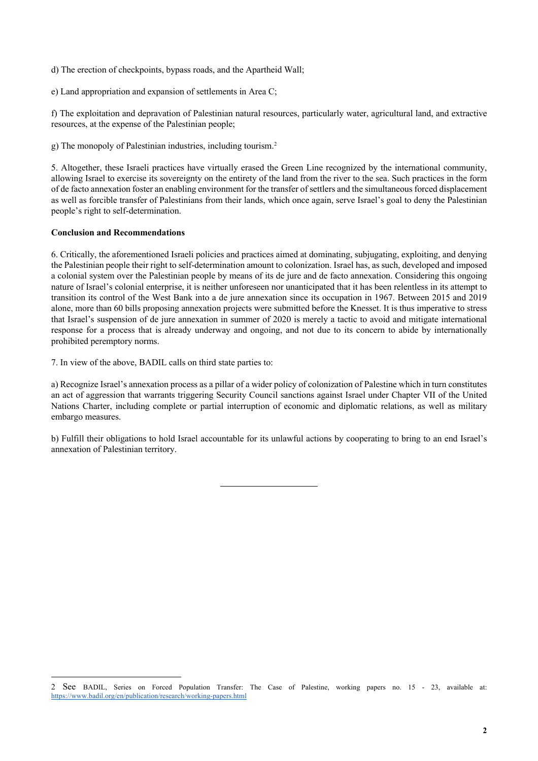d) The erection of checkpoints, bypass roads, and the Apartheid Wall;

e) Land appropriation and expansion of settlements in Area C;

f) The exploitation and depravation of Palestinian natural resources, particularly water, agricultural land, and extractive resources, at the expense of the Palestinian people;

g) The monopoly of Palestinian industries, including tourism.[2]

5. Altogether, these Israeli practices have virtually erased the Green Line recognized by the international community, allowing Israel to exercise its sovereignty on the entirety of the land from the river to the sea. Such practices in the form of de facto annexation foster an enabling environment for the transfer of settlers and the simultaneous forced displacement as well as forcible transfer of Palestinians from their lands, which once again, serve Israel's goal to deny the Palestinian people's right to self-determination.

**Conclusion and Recommendations**

6. Critically, the aforementioned Israeli policies and practices aimed at dominating, subjugating, exploiting, and denying the Palestinian people their right to self-determination amount to colonization. Israel has, as such, developed and imposed a colonial system over the Palestinian people by means of its de jure and de facto annexation. Considering this ongoing nature of Israel's colonial enterprise, it is neither unforeseen nor unanticipated that it has been relentless in its attempt to transition its control of the West Bank into a de jure annexation since its occupation in 1967. Between 2015 and 2019 alone, more than 60 bills proposing annexation projects were submitted before the Knesset. It is thus imperative to stress that Israel's suspension of de jure annexation in summer of 2020 is merely a tactic to avoid and mitigate international response for a process that is already underway and ongoing, and not due to its concern to abide by internationally prohibited peremptory norms.

7. In view of the above, BADIL calls on third state parties to:

a) Recognize Israel's annexation process as a pillar of a wider policy of colonization of Palestine which in turn constitutes an act of aggression that warrants triggering Security Council sanctions against Israel under Chapter VII of the United Nations Charter, including complete or partial interruption of economic and diplomatic relations, as well as military embargo measures.

b) Fulfill their obligations to hold Israel accountable for its unlawful actions by cooperating to bring to an end Israel's annexation of Palestinian territory.

---

2 See BADIL, Series on Forced Population Transfer: The Case of Palestine, working papers no. 15 - 23, available at: https://www.badil.org/en/publication/research/working-papers.html